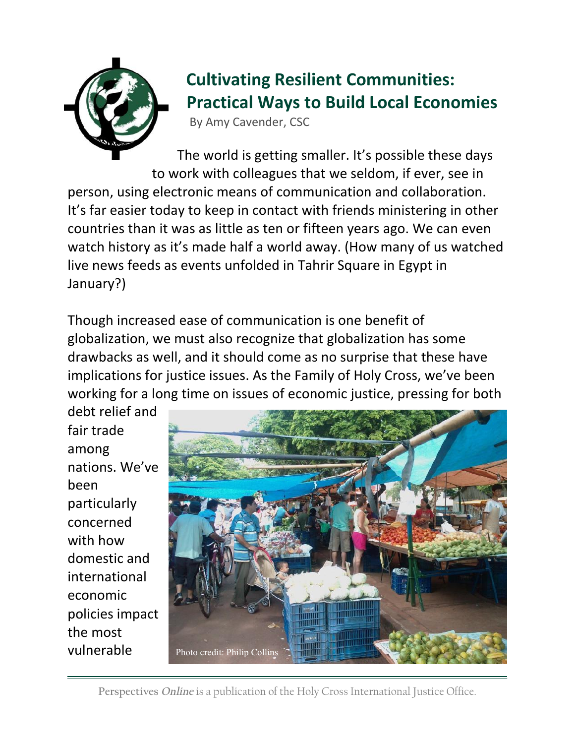# Cultivating Resilient Communities: Practical Ways to Build Local Economies

By Amy Cavender, CSC

The world is getting smaller. It's possible these days to work with colleagues that we seldom, if ever, see in person, using electronic means of communication and collaboration. It's far easier today to keep in contact with friends ministering in other countries than it was as little as ten or fifteen years ago. We can even watch history as it's made half a world away. (How many of us watched live news feeds as events unfolded in Tahrir Square in Egypt in January?)

Though increased ease of communication is one benefit of globalization, we must also recognize that globalization has some drawbacks as well, and it should come as no surprise that these have implications for justice issues. As the Family of Holy Cross, we've been working for a long time on issues of economic justice, pressing for both debt relief and fair trade among nations. We've been particularly concerned with how domestic and international economic policies impact the most vulnerable

Photo credit: Philip Collins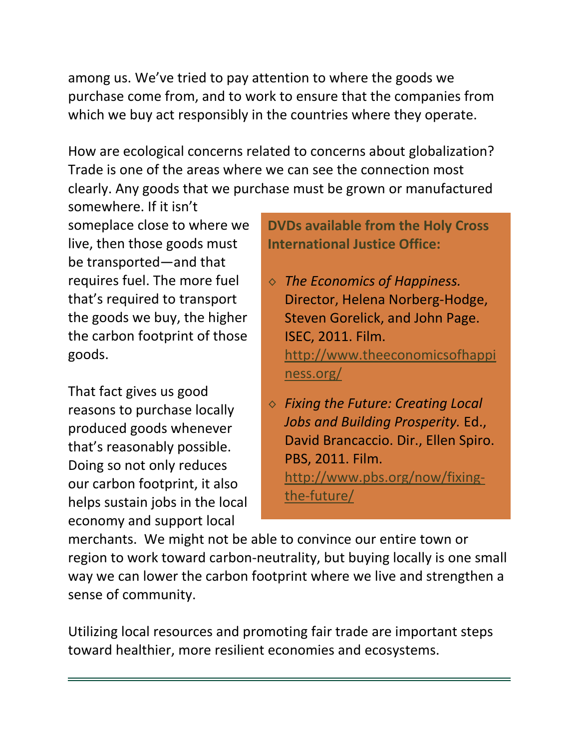among us. We've tried to pay attention to where the goods we purchase come from, and to work to ensure that the companies from which we buy act responsibly in the countries where they operate.

How are ecological concerns related to concerns about globalization? Trade is one of the areas where we can see the connection most clearly. Any goods that we purchase must be grown or manufactured somewhere. If it isn't someplace close to where we live, then those goods must be transported—and that requires fuel. The more fuel that's required to transport the goods we buy, the higher the carbon footprint of those goods.

That fact gives us good reasons to purchase locally produced goods whenever that's reasonably possible. Doing so not only reduces our carbon footprint, it also helps sustain jobs in the local economy and support local merchants. We might not be able to convince our entire town or region to work toward carbon-neutrality, but buying locally is one small way we can lower the carbon footprint where we live and strengthen a sense of community.

Utilizing local resources and promoting fair trade are important steps toward healthier, more resilient economies and ecosystems.

**DVDs available from the Holy Cross International Justice Office:**

- *The Economics of Happiness.* Director, Helena Norberg-Hodge, Steven Gorelick, and John Page. ISEC, 2011. Film. http://www.theeconomicsofhappiness.org/
- *Fixing the Future: Creating Local Jobs and Building Prosperity.* Ed., David Brancaccio. Dir., Ellen Spiro. PBS, 2011. Film. http://www.pbs.org/now/fixing-the-future/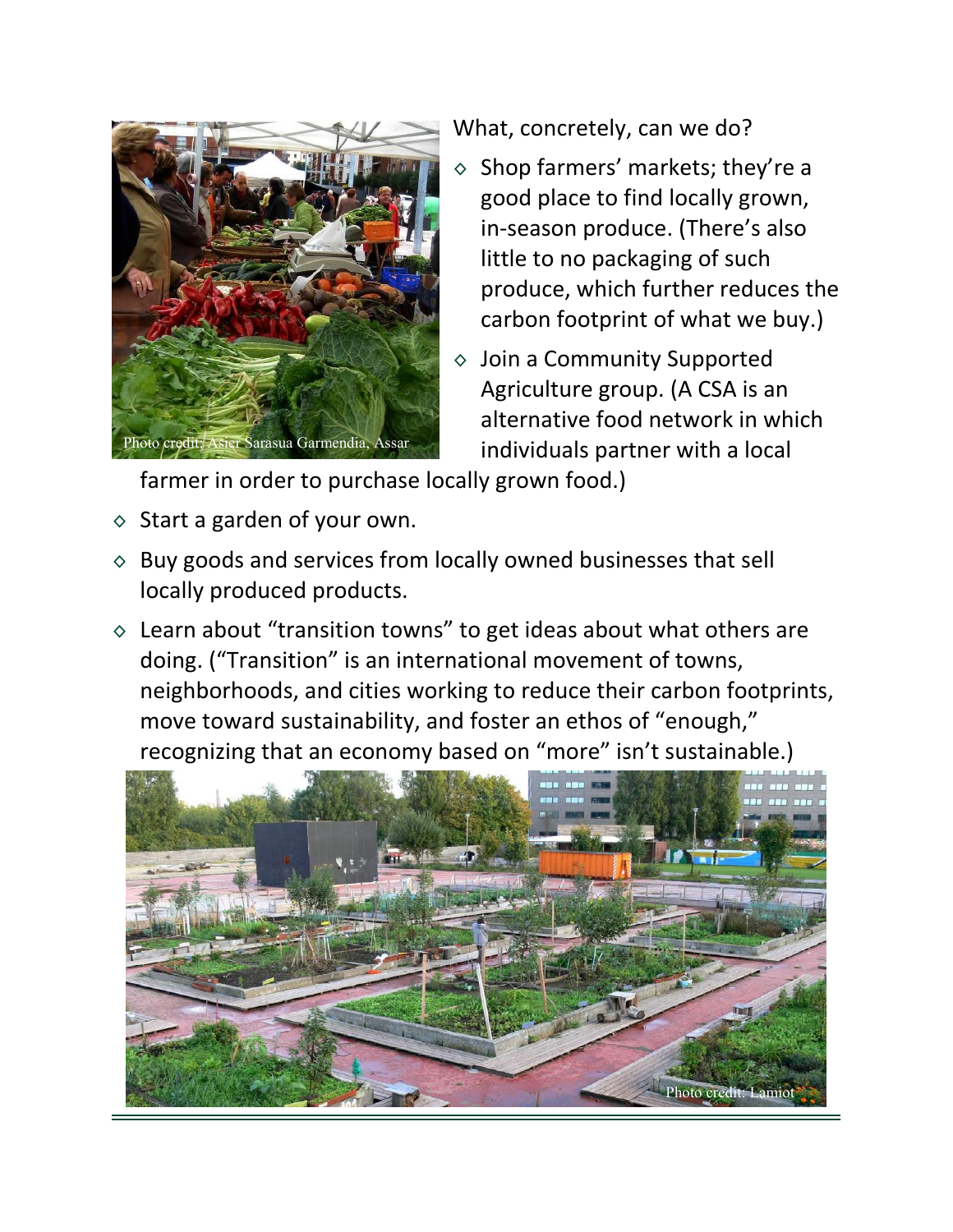What, concretely, can we do?

- Shop farmers' markets; they're a good place to find locally grown, in-season produce. (There's also little to no packaging of such produce, which further reduces the carbon footprint of what we buy.)
- Join a Community Supported Agriculture group. (A CSA is an alternative food network in which individuals partner with a local farmer in order to purchase locally grown food.)
- Start a garden of your own.
- Buy goods and services from locally owned businesses that sell locally produced products.
- Learn about "transition towns" to get ideas about what others are doing. ("Transition" is an international movement of towns, neighborhoods, and cities working to reduce their carbon footprints, move toward sustainability, and foster an ethos of "enough," recognizing that an economy based on "more" isn't sustainable.)

Photo credit: Asier Sarasua Garmendia, Assar

Photo credit: Lamiot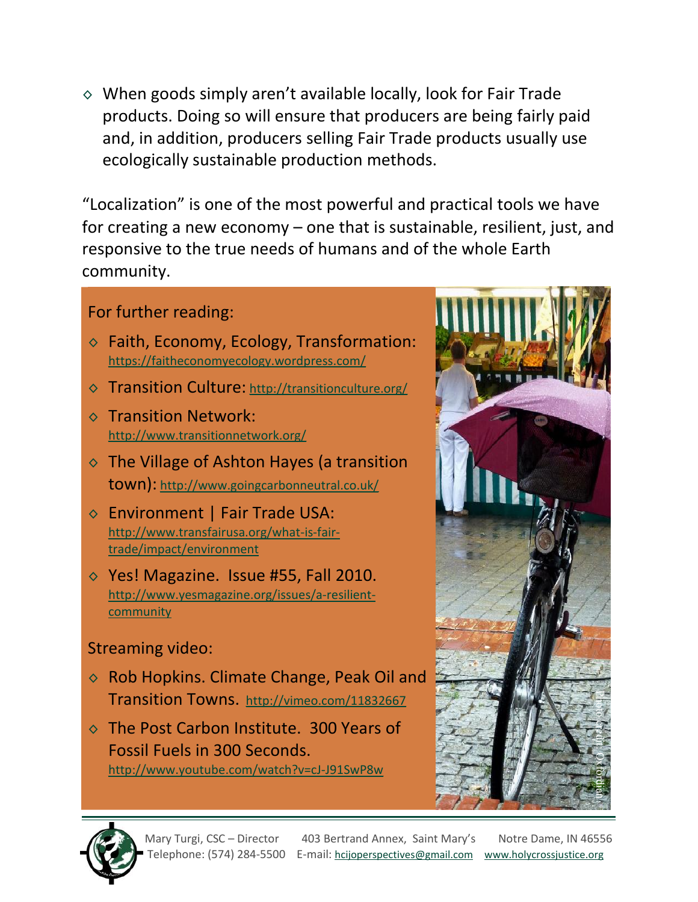- When goods simply aren't available locally, look for Fair Trade products. Doing so will ensure that producers are being fairly paid and, in addition, producers selling Fair Trade products usually use ecologically sustainable production methods.

"Localization" is one of the most powerful and practical tools we have for creating a new economy – one that is sustainable, resilient, just, and responsive to the true needs of humans and of the whole Earth community.

For further reading:

- Faith, Economy, Ecology, Transformation: https://faitheconomyecology.wordpress.com/
- Transition Culture: http://transitionculture.org/
- Transition Network: http://www.transitionnetwork.org/
- The Village of Ashton Hayes (a transition town): http://www.goingcarbonneutral.co.uk/
- Environment | Fair Trade USA: http://www.transfairusa.org/what-is-fair-trade/impact/environment
- Yes! Magazine. Issue #55, Fall 2010. http://www.yesmagazine.org/issues/a-resilient-community

Streaming video:

- Rob Hopkins. Climate Change, Peak Oil and Transition Towns. http://vimeo.com/11832667
- The Post Carbon Institute. 300 Years of Fossil Fuels in 300 Seconds. http://www.youtube.com/watch?v=cJ-J91SwP8w

Mary Turgi, CSC – Director 403 Bertrand Annex, Saint Mary's Notre Dame, IN 46556
Telephone: (574) 284-5500 E-mail: hcijoperspectives@gmail.com www.holycrossjustice.org